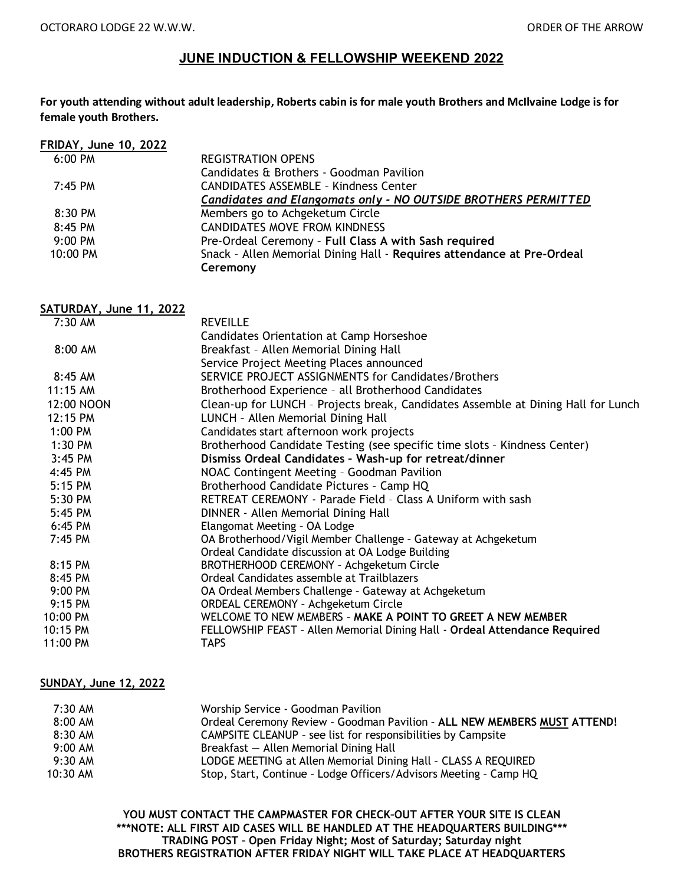OCTORARO LODGE 22 W.W.W. ORDER OF THE ARROW

## JUNE INDUCTION & FELLOWSHIP WEEKEND 2022

**For youth attending without adult leadership, Roberts cabin is for male youth Brothers and McIlvaine Lodge is for female youth Brothers.**

### FRIDAY, June 10, 2022

| | |
|---|---|
| 6:00 PM | REGISTRATION OPENS |
| | Candidates & Brothers - Goodman Pavilion |
| 7:45 PM | CANDIDATES ASSEMBLE – Kindness Center |
| | ***Candidates and Elangomats only - NO OUTSIDE BROTHERS PERMITTED*** |
| 8:30 PM | Members go to Achgeketum Circle |
| 8:45 PM | CANDIDATES MOVE FROM KINDNESS |
| 9:00 PM | Pre-Ordeal Ceremony – **Full Class A with Sash required** |
| 10:00 PM | Snack – Allen Memorial Dining Hall - **Requires attendance at Pre-Ordeal Ceremony** |

### SATURDAY, June 11, 2022

| | |
|---|---|
| 7:30 AM | REVEILLE |
| | Candidates Orientation at Camp Horseshoe |
| 8:00 AM | Breakfast – Allen Memorial Dining Hall |
| | Service Project Meeting Places announced |
| 8:45 AM | SERVICE PROJECT ASSIGNMENTS for Candidates/Brothers |
| 11:15 AM | Brotherhood Experience – all Brotherhood Candidates |
| 12:00 NOON | Clean-up for LUNCH – Projects break, Candidates Assemble at Dining Hall for Lunch |
| 12:15 PM | LUNCH – Allen Memorial Dining Hall |
| 1:00 PM | Candidates start afternoon work projects |
| 1:30 PM | Brotherhood Candidate Testing (see specific time slots – Kindness Center) |
| 3:45 PM | **Dismiss Ordeal Candidates – Wash-up for retreat/dinner** |
| 4:45 PM | NOAC Contingent Meeting – Goodman Pavilion |
| 5:15 PM | Brotherhood Candidate Pictures – Camp HQ |
| 5:30 PM | RETREAT CEREMONY - Parade Field – Class A Uniform with sash |
| 5:45 PM | DINNER - Allen Memorial Dining Hall |
| 6:45 PM | Elangomat Meeting – OA Lodge |
| 7:45 PM | OA Brotherhood/Vigil Member Challenge – Gateway at Achgeketum |
| | Ordeal Candidate discussion at OA Lodge Building |
| 8:15 PM | BROTHERHOOD CEREMONY – Achgeketum Circle |
| 8:45 PM | Ordeal Candidates assemble at Trailblazers |
| 9:00 PM | OA Ordeal Members Challenge – Gateway at Achgeketum |
| 9:15 PM | ORDEAL CEREMONY – Achgeketum Circle |
| 10:00 PM | WELCOME TO NEW MEMBERS – **MAKE A POINT TO GREET A NEW MEMBER** |
| 10:15 PM | FELLOWSHIP FEAST – Allen Memorial Dining Hall - **Ordeal Attendance Required** |
| 11:00 PM | TAPS |

### SUNDAY, June 12, 2022

| | |
|---|---|
| 7:30 AM | Worship Service - Goodman Pavilion |
| 8:00 AM | Ordeal Ceremony Review – Goodman Pavilion – **ALL NEW MEMBERS MUST ATTEND!** |
| 8:30 AM | CAMPSITE CLEANUP – see list for responsibilities by Campsite |
| 9:00 AM | Breakfast — Allen Memorial Dining Hall |
| 9:30 AM | LODGE MEETING at Allen Memorial Dining Hall – CLASS A REQUIRED |
| 10:30 AM | Stop, Start, Continue – Lodge Officers/Advisors Meeting – Camp HQ |

**YOU MUST CONTACT THE CAMPMASTER FOR CHECK-OUT AFTER YOUR SITE IS CLEAN**
**\*\*\*NOTE: ALL FIRST AID CASES WILL BE HANDLED AT THE HEADQUARTERS BUILDING\*\*\***
**TRADING POST – Open Friday Night; Most of Saturday; Saturday night**
**BROTHERS REGISTRATION AFTER FRIDAY NIGHT WILL TAKE PLACE AT HEADQUARTERS**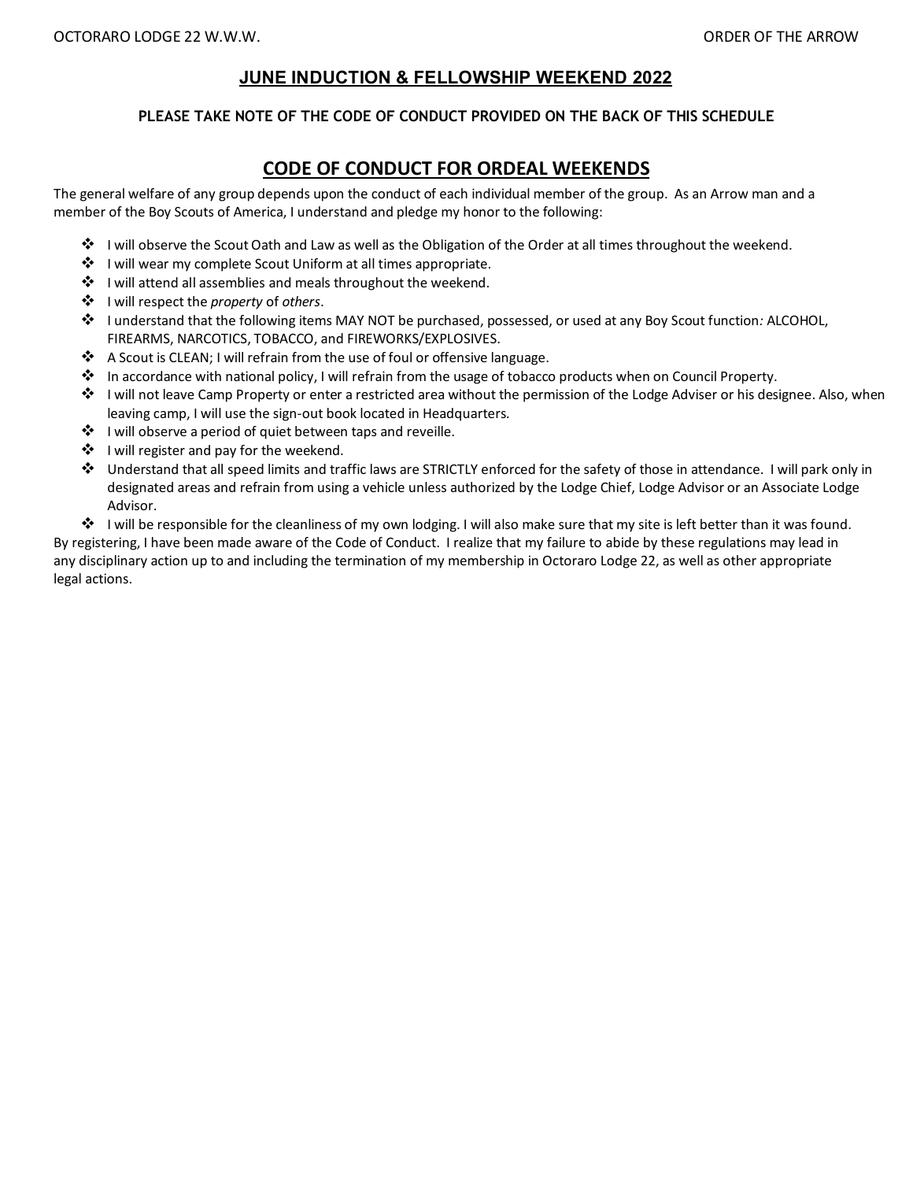OCTORARO LODGE 22 W.W.W. ORDER OF THE ARROW

## JUNE INDUCTION & FELLOWSHIP WEEKEND 2022

**PLEASE TAKE NOTE OF THE CODE OF CONDUCT PROVIDED ON THE BACK OF THIS SCHEDULE**

## CODE OF CONDUCT FOR ORDEAL WEEKENDS

The general welfare of any group depends upon the conduct of each individual member of the group. As an Arrow man and a member of the Boy Scouts of America, I understand and pledge my honor to the following:

- I will observe the Scout Oath and Law as well as the Obligation of the Order at all times throughout the weekend.
- I will wear my complete Scout Uniform at all times appropriate.
- I will attend all assemblies and meals throughout the weekend.
- I will respect the *property* of *others*.
- I understand that the following items MAY NOT be purchased, possessed, or used at any Boy Scout function*:* ALCOHOL, FIREARMS, NARCOTICS, TOBACCO, and FIREWORKS/EXPLOSIVES.
- A Scout is CLEAN; I will refrain from the use of foul or offensive language.
- In accordance with national policy, I will refrain from the usage of tobacco products when on Council Property.
- I will not leave Camp Property or enter a restricted area without the permission of the Lodge Adviser or his designee. Also, when leaving camp, I will use the sign-out book located in Headquarters.
- I will observe a period of quiet between taps and reveille.
- I will register and pay for the weekend.
- Understand that all speed limits and traffic laws are STRICTLY enforced for the safety of those in attendance. I will park only in designated areas and refrain from using a vehicle unless authorized by the Lodge Chief, Lodge Advisor or an Associate Lodge Advisor.
- I will be responsible for the cleanliness of my own lodging. I will also make sure that my site is left better than it was found.

By registering, I have been made aware of the Code of Conduct. I realize that my failure to abide by these regulations may lead in any disciplinary action up to and including the termination of my membership in Octoraro Lodge 22, as well as other appropriate legal actions.